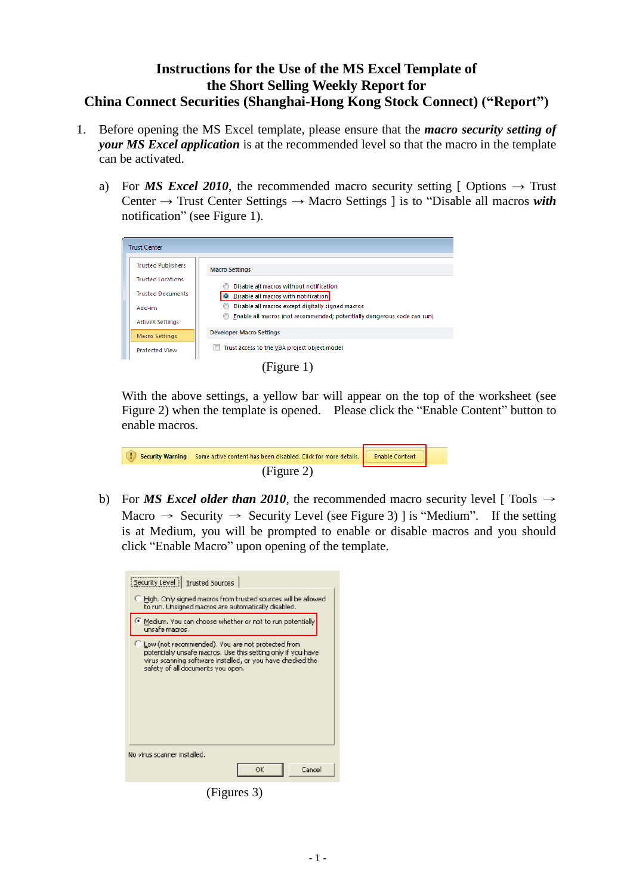# Instructions for the Use of the MS Excel Template of the Short Selling Weekly Report for China Connect Securities (Shanghai-Hong Kong Stock Connect) ("Report")

1. Before opening the MS Excel template, please ensure that the ***macro security setting of your MS Excel application*** is at the recommended level so that the macro in the template can be activated.

   a) For ***MS Excel 2010***, the recommended macro security setting [ Options → Trust Center → Trust Center Settings → Macro Settings ] is to "Disable all macros ***with*** notification" (see Figure 1).

   (Figure 1)

   With the above settings, a yellow bar will appear on the top of the worksheet (see Figure 2) when the template is opened. Please click the "Enable Content" button to enable macros.

   (Figure 2)

   b) For ***MS Excel older than 2010***, the recommended macro security level [ Tools → Macro → Security → Security Level (see Figure 3) ] is "Medium". If the setting is at Medium, you will be prompted to enable or disable macros and you should click "Enable Macro" upon opening of the template.

   (Figures 3)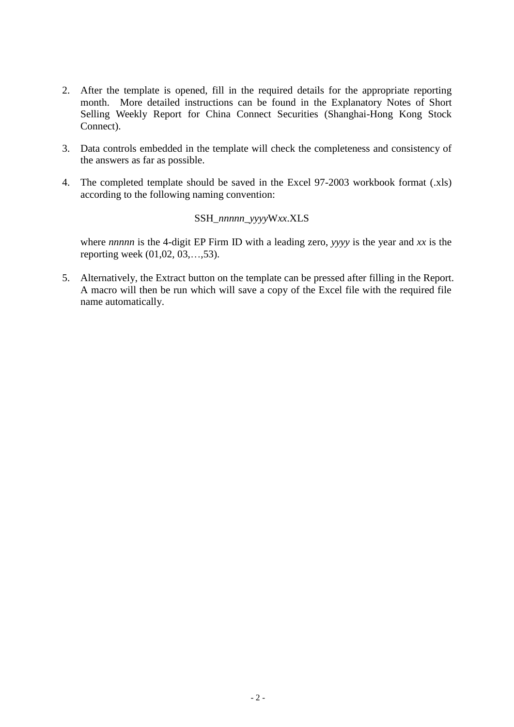2. After the template is opened, fill in the required details for the appropriate reporting month. More detailed instructions can be found in the Explanatory Notes of Short Selling Weekly Report for China Connect Securities (Shanghai-Hong Kong Stock Connect).

3. Data controls embedded in the template will check the completeness and consistency of the answers as far as possible.

4. The completed template should be saved in the Excel 97-2003 workbook format (.xls) according to the following naming convention:

   SSH_*nnnnn*_*yyyy*W*xx*.XLS

   where *nnnnn* is the 4-digit EP Firm ID with a leading zero, *yyyy* is the year and *xx* is the reporting week (01,02, 03,…,53).

5. Alternatively, the Extract button on the template can be pressed after filling in the Report. A macro will then be run which will save a copy of the Excel file with the required file name automatically.